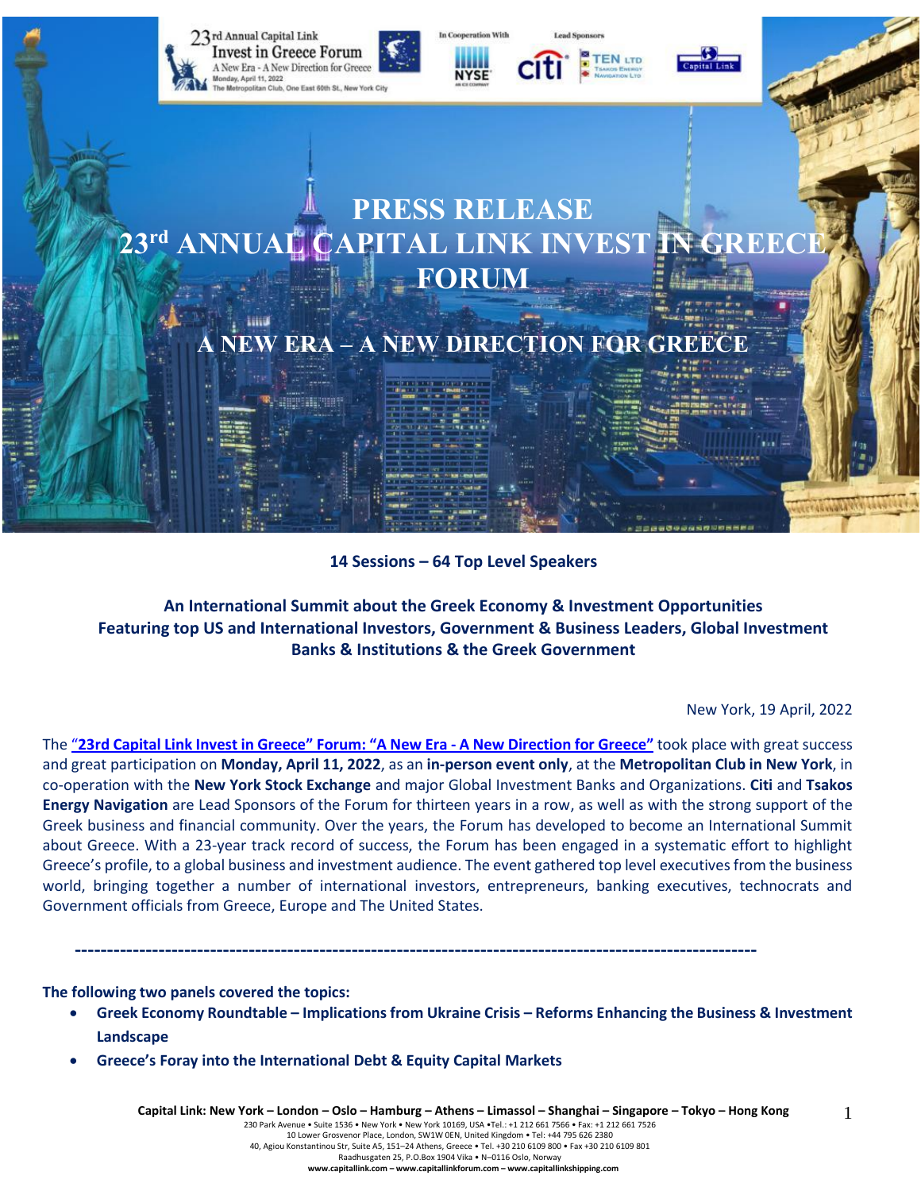# PRESS RELEASE

# 23rd ANNUAL CAPITAL LINK INVEST IN GREECE FORUM

## A NEW ERA – A NEW DIRECTION FOR GREECE

**14 Sessions – 64 Top Level Speakers**

**An International Summit about the Greek Economy & Investment Opportunities Featuring top US and International Investors, Government & Business Leaders, Global Investment Banks & Institutions & the Greek Government**

New York, 19 April, 2022

The **"23rd Capital Link Invest in Greece" Forum: "A New Era - A New Direction for Greece"** took place with great success and great participation on **Monday, April 11, 2022**, as an **in-person event only**, at the **Metropolitan Club in New York**, in co-operation with the **New York Stock Exchange** and major Global Investment Banks and Organizations. **Citi** and **Tsakos Energy Navigation** are Lead Sponsors of the Forum for thirteen years in a row, as well as with the strong support of the Greek business and financial community. Over the years, the Forum has developed to become an International Summit about Greece. With a 23-year track record of success, the Forum has been engaged in a systematic effort to highlight Greece's profile, to a global business and investment audience. The event gathered top level executives from the business world, bringing together a number of international investors, entrepreneurs, banking executives, technocrats and Government officials from Greece, Europe and The United States.

---

**The following two panels covered the topics:**

- **Greek Economy Roundtable – Implications from Ukraine Crisis – Reforms Enhancing the Business & Investment Landscape**
- **Greece's Foray into the International Debt & Equity Capital Markets**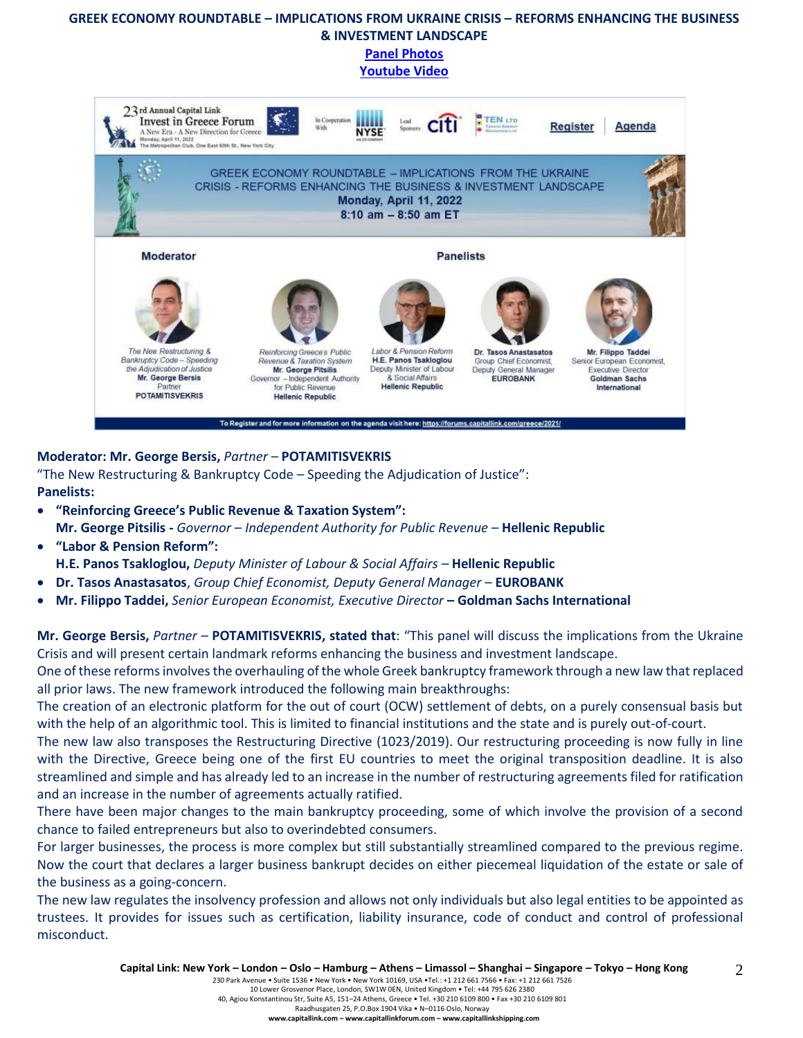**GREEK ECONOMY ROUNDTABLE – IMPLICATIONS FROM UKRAINE CRISIS – REFORMS ENHANCING THE BUSINESS & INVESTMENT LANDSCAPE**

[Panel Photos](#)

[Youtube Video](#)

**Moderator: Mr. George Bersis,** *Partner* – **POTAMITISVEKRIS**

"The New Restructuring & Bankruptcy Code – Speeding the Adjudication of Justice":

**Panelists:**

- **"Reinforcing Greece's Public Revenue & Taxation System":**
  **Mr. George Pitsilis -** *Governor – Independent Authority for Public Revenue* – **Hellenic Republic**
- **"Labor & Pension Reform":**
  **H.E. Panos Tsakloglou,** *Deputy Minister of Labour & Social Affairs* – **Hellenic Republic**
- **Dr. Tasos Anastasatos**, *Group Chief Economist, Deputy General Manager* – **EUROBANK**
- **Mr. Filippo Taddei,** *Senior European Economist, Executive Director* **– Goldman Sachs International**

**Mr. George Bersis,** *Partner* – **POTAMITISVEKRIS, stated that**: "This panel will discuss the implications from the Ukraine Crisis and will present certain landmark reforms enhancing the business and investment landscape.

One of these reforms involves the overhauling of the whole Greek bankruptcy framework through a new law that replaced all prior laws. The new framework introduced the following main breakthroughs:

The creation of an electronic platform for the out of court (OCW) settlement of debts, on a purely consensual basis but with the help of an algorithmic tool. This is limited to financial institutions and the state and is purely out-of-court.

The new law also transposes the Restructuring Directive (1023/2019). Our restructuring proceeding is now fully in line with the Directive, Greece being one of the first EU countries to meet the original transposition deadline. It is also streamlined and simple and has already led to an increase in the number of restructuring agreements filed for ratification and an increase in the number of agreements actually ratified.

There have been major changes to the main bankruptcy proceeding, some of which involve the provision of a second chance to failed entrepreneurs but also to overindebted consumers.

For larger businesses, the process is more complex but still substantially streamlined compared to the previous regime. Now the court that declares a larger business bankrupt decides on either piecemeal liquidation of the estate or sale of the business as a going-concern.

The new law regulates the insolvency profession and allows not only individuals but also legal entities to be appointed as trustees. It provides for issues such as certification, liability insurance, code of conduct and control of professional misconduct.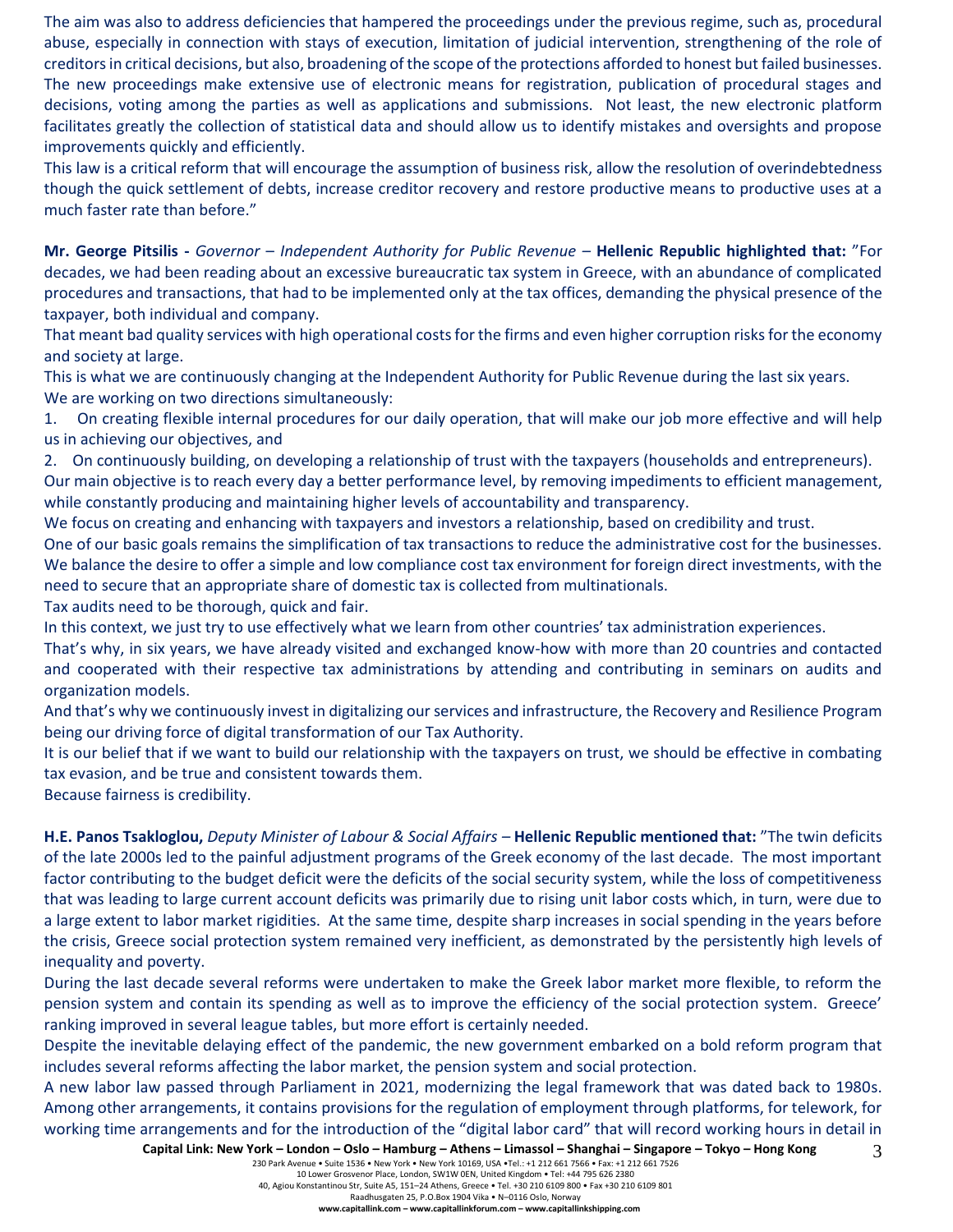The aim was also to address deficiencies that hampered the proceedings under the previous regime, such as, procedural abuse, especially in connection with stays of execution, limitation of judicial intervention, strengthening of the role of creditors in critical decisions, but also, broadening of the scope of the protections afforded to honest but failed businesses. The new proceedings make extensive use of electronic means for registration, publication of procedural stages and decisions, voting among the parties as well as applications and submissions. Not least, the new electronic platform facilitates greatly the collection of statistical data and should allow us to identify mistakes and oversights and propose improvements quickly and efficiently.

This law is a critical reform that will encourage the assumption of business risk, allow the resolution of overindebtedness though the quick settlement of debts, increase creditor recovery and restore productive means to productive uses at a much faster rate than before."

**Mr. George Pitsilis -** *Governor – Independent Authority for Public Revenue* – **Hellenic Republic highlighted that:** "For decades, we had been reading about an excessive bureaucratic tax system in Greece, with an abundance of complicated procedures and transactions, that had to be implemented only at the tax offices, demanding the physical presence of the taxpayer, both individual and company.

That meant bad quality services with high operational costs for the firms and even higher corruption risks for the economy and society at large.

This is what we are continuously changing at the Independent Authority for Public Revenue during the last six years.

We are working on two directions simultaneously:

1. On creating flexible internal procedures for our daily operation, that will make our job more effective and will help us in achieving our objectives, and
2. On continuously building, on developing a relationship of trust with the taxpayers (households and entrepreneurs).

Our main objective is to reach every day a better performance level, by removing impediments to efficient management, while constantly producing and maintaining higher levels of accountability and transparency.

We focus on creating and enhancing with taxpayers and investors a relationship, based on credibility and trust.

One of our basic goals remains the simplification of tax transactions to reduce the administrative cost for the businesses. We balance the desire to offer a simple and low compliance cost tax environment for foreign direct investments, with the need to secure that an appropriate share of domestic tax is collected from multinationals.

Tax audits need to be thorough, quick and fair.

In this context, we just try to use effectively what we learn from other countries' tax administration experiences.

That's why, in six years, we have already visited and exchanged know-how with more than 20 countries and contacted and cooperated with their respective tax administrations by attending and contributing in seminars on audits and organization models.

And that's why we continuously invest in digitalizing our services and infrastructure, the Recovery and Resilience Program being our driving force of digital transformation of our Tax Authority.

It is our belief that if we want to build our relationship with the taxpayers on trust, we should be effective in combating tax evasion, and be true and consistent towards them.

Because fairness is credibility.

**H.E. Panos Tsakloglou,** *Deputy Minister of Labour & Social Affairs* – **Hellenic Republic mentioned that:** "The twin deficits of the late 2000s led to the painful adjustment programs of the Greek economy of the last decade. The most important factor contributing to the budget deficit were the deficits of the social security system, while the loss of competitiveness that was leading to large current account deficits was primarily due to rising unit labor costs which, in turn, were due to a large extent to labor market rigidities. At the same time, despite sharp increases in social spending in the years before the crisis, Greece social protection system remained very inefficient, as demonstrated by the persistently high levels of inequality and poverty.

During the last decade several reforms were undertaken to make the Greek labor market more flexible, to reform the pension system and contain its spending as well as to improve the efficiency of the social protection system. Greece' ranking improved in several league tables, but more effort is certainly needed.

Despite the inevitable delaying effect of the pandemic, the new government embarked on a bold reform program that includes several reforms affecting the labor market, the pension system and social protection.

A new labor law passed through Parliament in 2021, modernizing the legal framework that was dated back to 1980s. Among other arrangements, it contains provisions for the regulation of employment through platforms, for telework, for working time arrangements and for the introduction of the "digital labor card" that will record working hours in detail in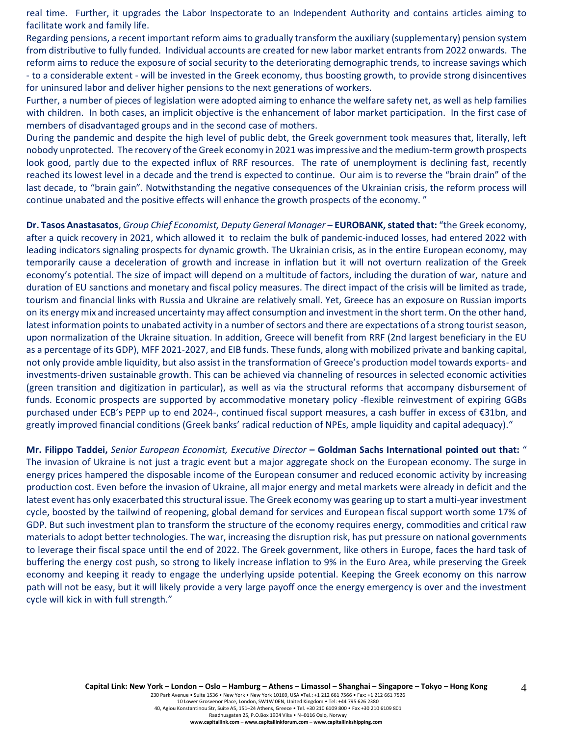real time. Further, it upgrades the Labor Inspectorate to an Independent Authority and contains articles aiming to facilitate work and family life.

Regarding pensions, a recent important reform aims to gradually transform the auxiliary (supplementary) pension system from distributive to fully funded. Individual accounts are created for new labor market entrants from 2022 onwards. The reform aims to reduce the exposure of social security to the deteriorating demographic trends, to increase savings which - to a considerable extent - will be invested in the Greek economy, thus boosting growth, to provide strong disincentives for uninsured labor and deliver higher pensions to the next generations of workers.

Further, a number of pieces of legislation were adopted aiming to enhance the welfare safety net, as well as help families with children. In both cases, an implicit objective is the enhancement of labor market participation. In the first case of members of disadvantaged groups and in the second case of mothers.

During the pandemic and despite the high level of public debt, the Greek government took measures that, literally, left nobody unprotected. The recovery of the Greek economy in 2021 was impressive and the medium-term growth prospects look good, partly due to the expected influx of RRF resources. The rate of unemployment is declining fast, recently reached its lowest level in a decade and the trend is expected to continue. Our aim is to reverse the "brain drain" of the last decade, to "brain gain". Notwithstanding the negative consequences of the Ukrainian crisis, the reform process will continue unabated and the positive effects will enhance the growth prospects of the economy. "

**Dr. Tasos Anastasatos**, *Group Chief Economist, Deputy General Manager* – **EUROBANK, stated that:** "the Greek economy, after a quick recovery in 2021, which allowed it to reclaim the bulk of pandemic-induced losses, had entered 2022 with leading indicators signaling prospects for dynamic growth. The Ukrainian crisis, as in the entire European economy, may temporarily cause a deceleration of growth and increase in inflation but it will not overturn realization of the Greek economy's potential. The size of impact will depend on a multitude of factors, including the duration of war, nature and duration of EU sanctions and monetary and fiscal policy measures. The direct impact of the crisis will be limited as trade, tourism and financial links with Russia and Ukraine are relatively small. Yet, Greece has an exposure on Russian imports on its energy mix and increased uncertainty may affect consumption and investment in the short term. On the other hand, latest information points to unabated activity in a number of sectors and there are expectations of a strong tourist season, upon normalization of the Ukraine situation. In addition, Greece will benefit from RRF (2nd largest beneficiary in the EU as a percentage of its GDP), MFF 2021-2027, and EIB funds. These funds, along with mobilized private and banking capital, not only provide amble liquidity, but also assist in the transformation of Greece's production model towards exports- and investments-driven sustainable growth. This can be achieved via channeling of resources in selected economic activities (green transition and digitization in particular), as well as via the structural reforms that accompany disbursement of funds. Economic prospects are supported by accommodative monetary policy -flexible reinvestment of expiring GGBs purchased under ECB's PEPP up to end 2024-, continued fiscal support measures, a cash buffer in excess of €31bn, and greatly improved financial conditions (Greek banks' radical reduction of NPEs, ample liquidity and capital adequacy)."

**Mr. Filippo Taddei,** *Senior European Economist, Executive Director* **– Goldman Sachs International pointed out that:** " The invasion of Ukraine is not just a tragic event but a major aggregate shock on the European economy. The surge in energy prices hampered the disposable income of the European consumer and reduced economic activity by increasing production cost. Even before the invasion of Ukraine, all major energy and metal markets were already in deficit and the latest event has only exacerbated this structural issue. The Greek economy was gearing up to start a multi-year investment cycle, boosted by the tailwind of reopening, global demand for services and European fiscal support worth some 17% of GDP. But such investment plan to transform the structure of the economy requires energy, commodities and critical raw materials to adopt better technologies. The war, increasing the disruption risk, has put pressure on national governments to leverage their fiscal space until the end of 2022. The Greek government, like others in Europe, faces the hard task of buffering the energy cost push, so strong to likely increase inflation to 9% in the Euro Area, while preserving the Greek economy and keeping it ready to engage the underlying upside potential. Keeping the Greek economy on this narrow path will not be easy, but it will likely provide a very large payoff once the energy emergency is over and the investment cycle will kick in with full strength."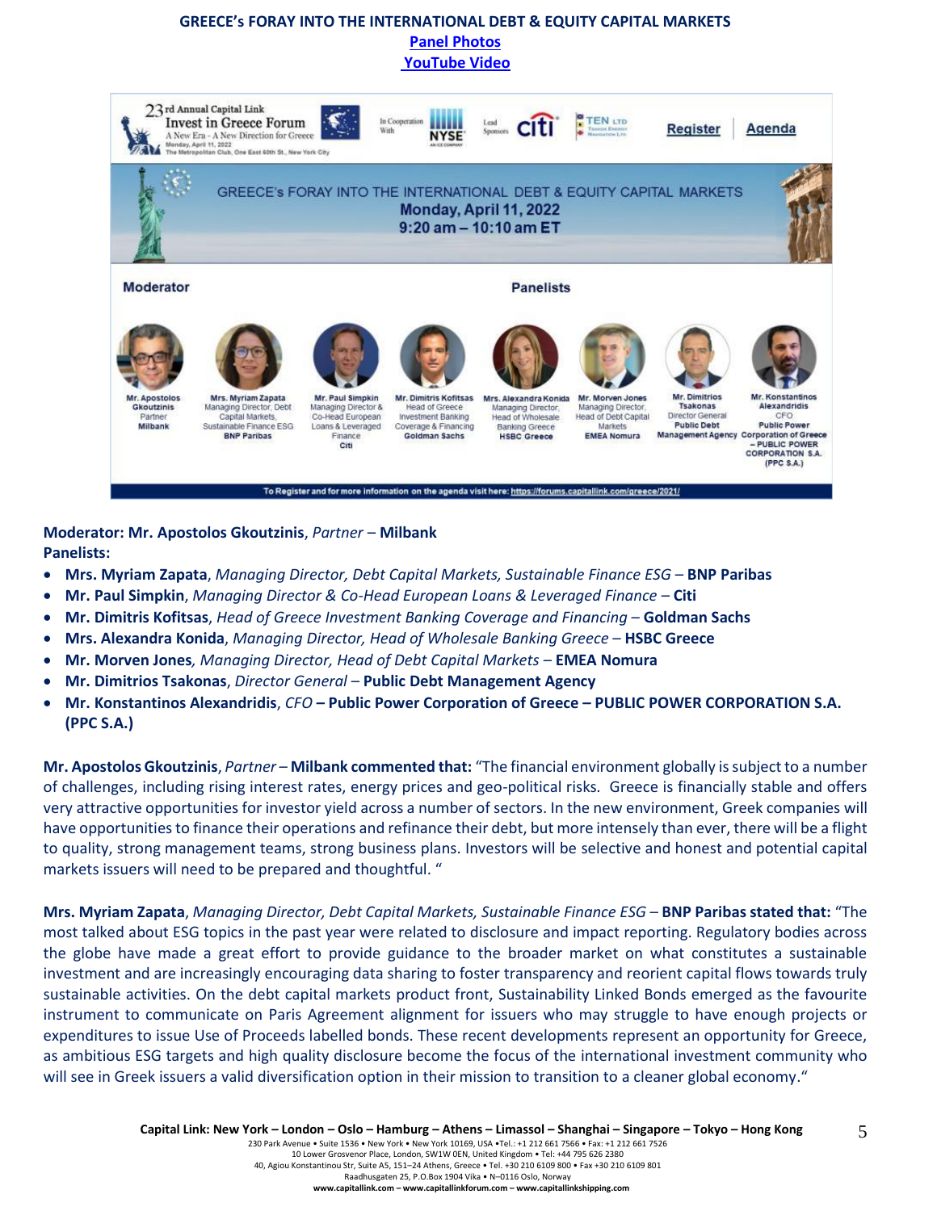# GREECE's FORAY INTO THE INTERNATIONAL DEBT & EQUITY CAPITAL MARKETS

**Panel Photos**

**YouTube Video**

**Moderator: Mr. Apostolos Gkoutzinis**, *Partner* – **Milbank**

**Panelists:**

- **Mrs. Myriam Zapata**, *Managing Director, Debt Capital Markets, Sustainable Finance ESG* – **BNP Paribas**
- **Mr. Paul Simpkin**, *Managing Director & Co-Head European Loans & Leveraged Finance* – **Citi**
- **Mr. Dimitris Kofitsas**, *Head of Greece Investment Banking Coverage and Financing* – **Goldman Sachs**
- **Mrs. Alexandra Konida**, *Managing Director, Head of Wholesale Banking Greece* – **HSBC Greece**
- **Mr. Morven Jones**, *Managing Director, Head of Debt Capital Markets* – **EMEA Nomura**
- **Mr. Dimitrios Tsakonas**, *Director General* – **Public Debt Management Agency**
- **Mr. Konstantinos Alexandridis**, *CFO* **– Public Power Corporation of Greece – PUBLIC POWER CORPORATION S.A. (PPC S.A.)**

**Mr. Apostolos Gkoutzinis**, *Partner* – **Milbank commented that:** "The financial environment globally is subject to a number of challenges, including rising interest rates, energy prices and geo-political risks. Greece is financially stable and offers very attractive opportunities for investor yield across a number of sectors. In the new environment, Greek companies will have opportunities to finance their operations and refinance their debt, but more intensely than ever, there will be a flight to quality, strong management teams, strong business plans. Investors will be selective and honest and potential capital markets issuers will need to be prepared and thoughtful. "

**Mrs. Myriam Zapata**, *Managing Director, Debt Capital Markets, Sustainable Finance ESG* – **BNP Paribas stated that:** "The most talked about ESG topics in the past year were related to disclosure and impact reporting. Regulatory bodies across the globe have made a great effort to provide guidance to the broader market on what constitutes a sustainable investment and are increasingly encouraging data sharing to foster transparency and reorient capital flows towards truly sustainable activities. On the debt capital markets product front, Sustainability Linked Bonds emerged as the favourite instrument to communicate on Paris Agreement alignment for issuers who may struggle to have enough projects or expenditures to issue Use of Proceeds labelled bonds. These recent developments represent an opportunity for Greece, as ambitious ESG targets and high quality disclosure become the focus of the international investment community who will see in Greek issuers a valid diversification option in their mission to transition to a cleaner global economy."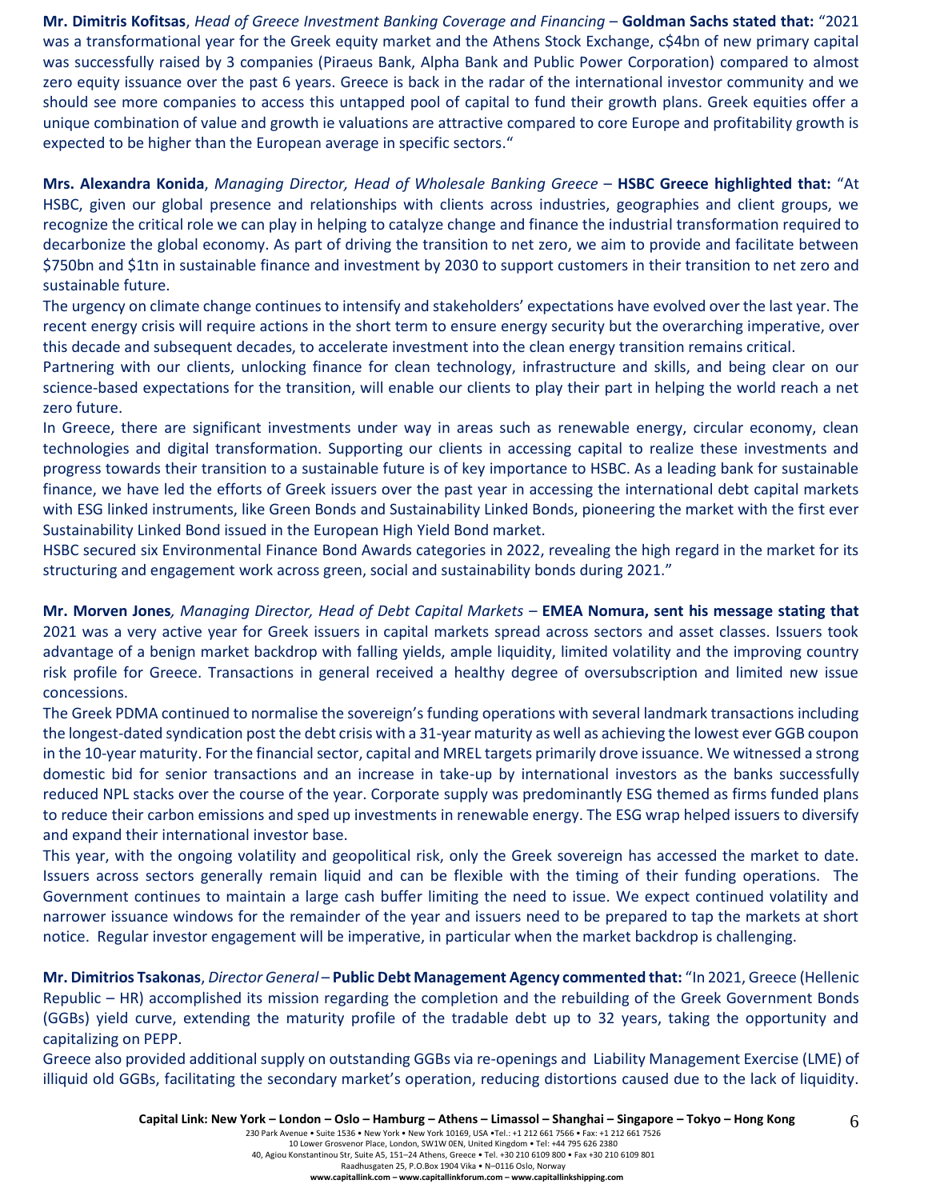**Mr. Dimitris Kofitsas**, *Head of Greece Investment Banking Coverage and Financing* – **Goldman Sachs stated that:** "2021 was a transformational year for the Greek equity market and the Athens Stock Exchange, c$4bn of new primary capital was successfully raised by 3 companies (Piraeus Bank, Alpha Bank and Public Power Corporation) compared to almost zero equity issuance over the past 6 years. Greece is back in the radar of the international investor community and we should see more companies to access this untapped pool of capital to fund their growth plans. Greek equities offer a unique combination of value and growth ie valuations are attractive compared to core Europe and profitability growth is expected to be higher than the European average in specific sectors."

**Mrs. Alexandra Konida**, *Managing Director, Head of Wholesale Banking Greece* – **HSBC Greece highlighted that:** "At HSBC, given our global presence and relationships with clients across industries, geographies and client groups, we recognize the critical role we can play in helping to catalyze change and finance the industrial transformation required to decarbonize the global economy. As part of driving the transition to net zero, we aim to provide and facilitate between $750bn and $1tn in sustainable finance and investment by 2030 to support customers in their transition to net zero and sustainable future.

The urgency on climate change continues to intensify and stakeholders' expectations have evolved over the last year. The recent energy crisis will require actions in the short term to ensure energy security but the overarching imperative, over this decade and subsequent decades, to accelerate investment into the clean energy transition remains critical.

Partnering with our clients, unlocking finance for clean technology, infrastructure and skills, and being clear on our science-based expectations for the transition, will enable our clients to play their part in helping the world reach a net zero future.

In Greece, there are significant investments under way in areas such as renewable energy, circular economy, clean technologies and digital transformation. Supporting our clients in accessing capital to realize these investments and progress towards their transition to a sustainable future is of key importance to HSBC. As a leading bank for sustainable finance, we have led the efforts of Greek issuers over the past year in accessing the international debt capital markets with ESG linked instruments, like Green Bonds and Sustainability Linked Bonds, pioneering the market with the first ever Sustainability Linked Bond issued in the European High Yield Bond market.

HSBC secured six Environmental Finance Bond Awards categories in 2022, revealing the high regard in the market for its structuring and engagement work across green, social and sustainability bonds during 2021."

**Mr. Morven Jones***, Managing Director, Head of Debt Capital Markets* – **EMEA Nomura, sent his message stating that** 2021 was a very active year for Greek issuers in capital markets spread across sectors and asset classes. Issuers took advantage of a benign market backdrop with falling yields, ample liquidity, limited volatility and the improving country risk profile for Greece. Transactions in general received a healthy degree of oversubscription and limited new issue concessions.

The Greek PDMA continued to normalise the sovereign's funding operations with several landmark transactions including the longest-dated syndication post the debt crisis with a 31-year maturity as well as achieving the lowest ever GGB coupon in the 10-year maturity. For the financial sector, capital and MREL targets primarily drove issuance. We witnessed a strong domestic bid for senior transactions and an increase in take-up by international investors as the banks successfully reduced NPL stacks over the course of the year. Corporate supply was predominantly ESG themed as firms funded plans to reduce their carbon emissions and sped up investments in renewable energy. The ESG wrap helped issuers to diversify and expand their international investor base.

This year, with the ongoing volatility and geopolitical risk, only the Greek sovereign has accessed the market to date. Issuers across sectors generally remain liquid and can be flexible with the timing of their funding operations. The Government continues to maintain a large cash buffer limiting the need to issue. We expect continued volatility and narrower issuance windows for the remainder of the year and issuers need to be prepared to tap the markets at short notice. Regular investor engagement will be imperative, in particular when the market backdrop is challenging.

**Mr. Dimitrios Tsakonas**, *Director General* – **Public Debt Management Agency commented that:** "In 2021, Greece (Hellenic Republic – HR) accomplished its mission regarding the completion and the rebuilding of the Greek Government Bonds (GGBs) yield curve, extending the maturity profile of the tradable debt up to 32 years, taking the opportunity and capitalizing on PEPP.

Greece also provided additional supply on outstanding GGBs via re-openings and Liability Management Exercise (LME) of illiquid old GGBs, facilitating the secondary market's operation, reducing distortions caused due to the lack of liquidity.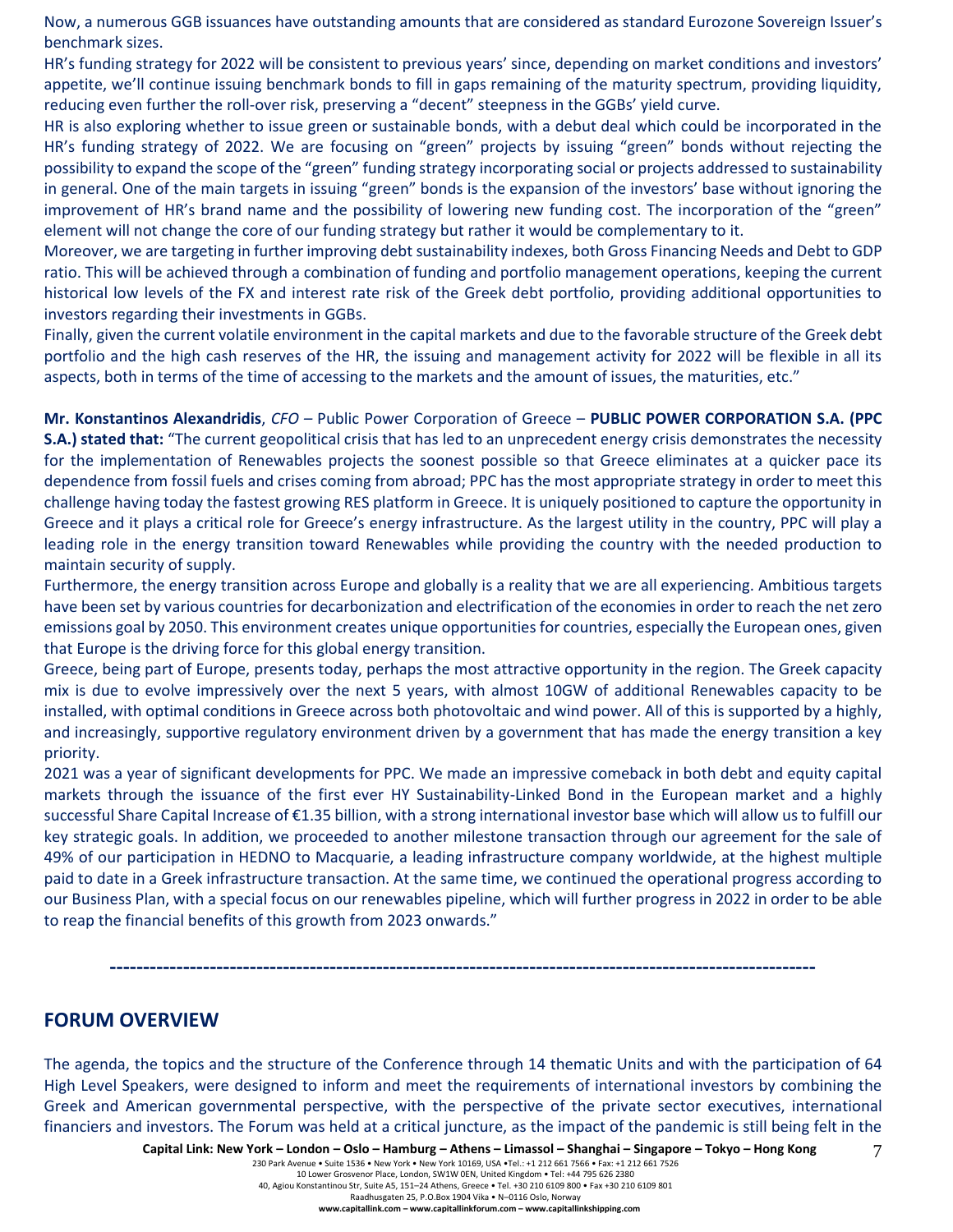Now, a numerous GGB issuances have outstanding amounts that are considered as standard Eurozone Sovereign Issuer's benchmark sizes.

HR's funding strategy for 2022 will be consistent to previous years' since, depending on market conditions and investors' appetite, we'll continue issuing benchmark bonds to fill in gaps remaining of the maturity spectrum, providing liquidity, reducing even further the roll-over risk, preserving a "decent" steepness in the GGBs' yield curve.

HR is also exploring whether to issue green or sustainable bonds, with a debut deal which could be incorporated in the HR's funding strategy of 2022. We are focusing on "green" projects by issuing "green" bonds without rejecting the possibility to expand the scope of the "green" funding strategy incorporating social or projects addressed to sustainability in general. One of the main targets in issuing "green" bonds is the expansion of the investors' base without ignoring the improvement of HR's brand name and the possibility of lowering new funding cost. The incorporation of the "green" element will not change the core of our funding strategy but rather it would be complementary to it.

Moreover, we are targeting in further improving debt sustainability indexes, both Gross Financing Needs and Debt to GDP ratio. This will be achieved through a combination of funding and portfolio management operations, keeping the current historical low levels of the FX and interest rate risk of the Greek debt portfolio, providing additional opportunities to investors regarding their investments in GGBs.

Finally, given the current volatile environment in the capital markets and due to the favorable structure of the Greek debt portfolio and the high cash reserves of the HR, the issuing and management activity for 2022 will be flexible in all its aspects, both in terms of the time of accessing to the markets and the amount of issues, the maturities, etc."

**Mr. Konstantinos Alexandridis**, *CFO* – Public Power Corporation of Greece – **PUBLIC POWER CORPORATION S.A. (PPC S.A.) stated that:** "The current geopolitical crisis that has led to an unprecedent energy crisis demonstrates the necessity for the implementation of Renewables projects the soonest possible so that Greece eliminates at a quicker pace its dependence from fossil fuels and crises coming from abroad; PPC has the most appropriate strategy in order to meet this challenge having today the fastest growing RES platform in Greece. It is uniquely positioned to capture the opportunity in Greece and it plays a critical role for Greece's energy infrastructure. As the largest utility in the country, PPC will play a leading role in the energy transition toward Renewables while providing the country with the needed production to maintain security of supply.

Furthermore, the energy transition across Europe and globally is a reality that we are all experiencing. Ambitious targets have been set by various countries for decarbonization and electrification of the economies in order to reach the net zero emissions goal by 2050. This environment creates unique opportunities for countries, especially the European ones, given that Europe is the driving force for this global energy transition.

Greece, being part of Europe, presents today, perhaps the most attractive opportunity in the region. The Greek capacity mix is due to evolve impressively over the next 5 years, with almost 10GW of additional Renewables capacity to be installed, with optimal conditions in Greece across both photovoltaic and wind power. All of this is supported by a highly, and increasingly, supportive regulatory environment driven by a government that has made the energy transition a key priority.

2021 was a year of significant developments for PPC. We made an impressive comeback in both debt and equity capital markets through the issuance of the first ever HY Sustainability-Linked Bond in the European market and a highly successful Share Capital Increase of €1.35 billion, with a strong international investor base which will allow us to fulfill our key strategic goals. In addition, we proceeded to another milestone transaction through our agreement for the sale of 49% of our participation in HEDNO to Macquarie, a leading infrastructure company worldwide, at the highest multiple paid to date in a Greek infrastructure transaction. At the same time, we continued the operational progress according to our Business Plan, with a special focus on our renewables pipeline, which will further progress in 2022 in order to be able to reap the financial benefits of this growth from 2023 onwards."

---

## FORUM OVERVIEW

The agenda, the topics and the structure of the Conference through 14 thematic Units and with the participation of 64 High Level Speakers, were designed to inform and meet the requirements of international investors by combining the Greek and American governmental perspective, with the perspective of the private sector executives, international financiers and investors. The Forum was held at a critical juncture, as the impact of the pandemic is still being felt in the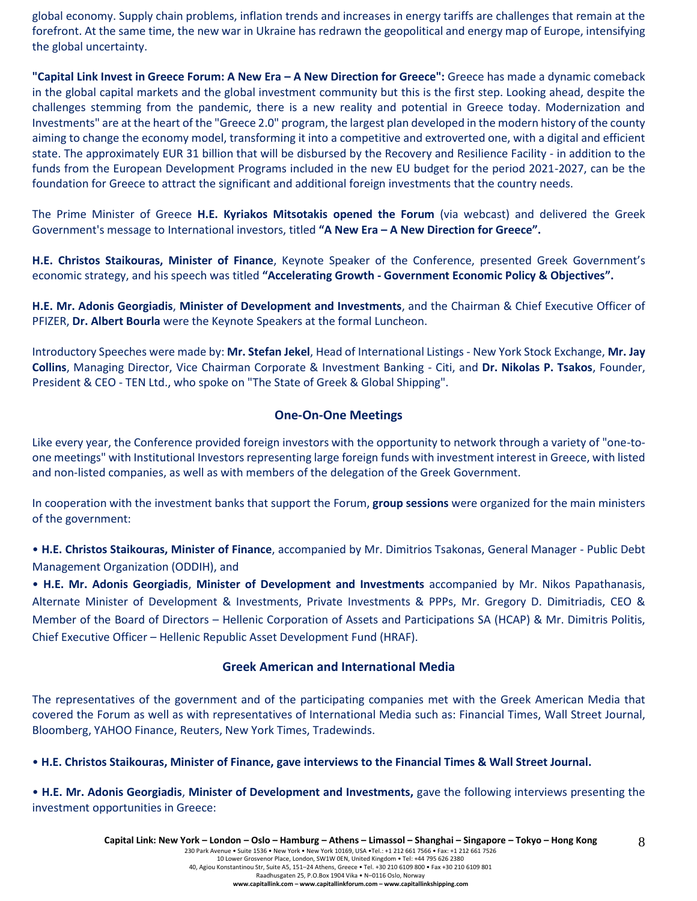global economy. Supply chain problems, inflation trends and increases in energy tariffs are challenges that remain at the forefront. At the same time, the new war in Ukraine has redrawn the geopolitical and energy map of Europe, intensifying the global uncertainty.

**"Capital Link Invest in Greece Forum: A New Era – A New Direction for Greece":** Greece has made a dynamic comeback in the global capital markets and the global investment community but this is the first step. Looking ahead, despite the challenges stemming from the pandemic, there is a new reality and potential in Greece today. Modernization and Investments" are at the heart of the "Greece 2.0" program, the largest plan developed in the modern history of the county aiming to change the economy model, transforming it into a competitive and extroverted one, with a digital and efficient state. The approximately EUR 31 billion that will be disbursed by the Recovery and Resilience Facility - in addition to the funds from the European Development Programs included in the new EU budget for the period 2021-2027, can be the foundation for Greece to attract the significant and additional foreign investments that the country needs.

The Prime Minister of Greece **H.E. Kyriakos Mitsotakis opened the Forum** (via webcast) and delivered the Greek Government's message to International investors, titled **"A New Era – A New Direction for Greece".**

**H.E. Christos Staikouras, Minister of Finance**, Keynote Speaker of the Conference, presented Greek Government's economic strategy, and his speech was titled **"Accelerating Growth - Government Economic Policy & Objectives".**

**H.E. Mr. Adonis Georgiadis**, **Minister of Development and Investments**, and the Chairman & Chief Executive Officer of PFIZER, **Dr. Albert Bourla** were the Keynote Speakers at the formal Luncheon.

Introductory Speeches were made by: **Mr. Stefan Jekel**, Head of International Listings - New York Stock Exchange, **Mr. Jay Collins**, Managing Director, Vice Chairman Corporate & Investment Banking - Citi, and **Dr. Nikolas P. Tsakos**, Founder, President & CEO - TEN Ltd., who spoke on "The State of Greek & Global Shipping".

## One-On-One Meetings

Like every year, the Conference provided foreign investors with the opportunity to network through a variety of "one-to-one meetings" with Institutional Investors representing large foreign funds with investment interest in Greece, with listed and non-listed companies, as well as with members of the delegation of the Greek Government.

In cooperation with the investment banks that support the Forum, **group sessions** were organized for the main ministers of the government:

- **H.E. Christos Staikouras, Minister of Finance**, accompanied by Mr. Dimitrios Tsakonas, General Manager - Public Debt Management Organization (ODDIH), and
- **H.E. Mr. Adonis Georgiadis**, **Minister of Development and Investments** accompanied by Mr. Nikos Papathanasis, Alternate Minister of Development & Investments, Private Investments & PPPs, Mr. Gregory D. Dimitriadis, CEO & Member of the Board of Directors – Hellenic Corporation of Assets and Participations SA (HCAP) & Mr. Dimitris Politis, Chief Executive Officer – Hellenic Republic Asset Development Fund (HRAF).

## Greek American and International Media

The representatives of the government and of the participating companies met with the Greek American Media that covered the Forum as well as with representatives of International Media such as: Financial Times, Wall Street Journal, Bloomberg, YAHOO Finance, Reuters, New York Times, Tradewinds.

- **H.E. Christos Staikouras, Minister of Finance, gave interviews to the Financial Times & Wall Street Journal.**

- **H.E. Mr. Adonis Georgiadis**, **Minister of Development and Investments,** gave the following interviews presenting the investment opportunities in Greece: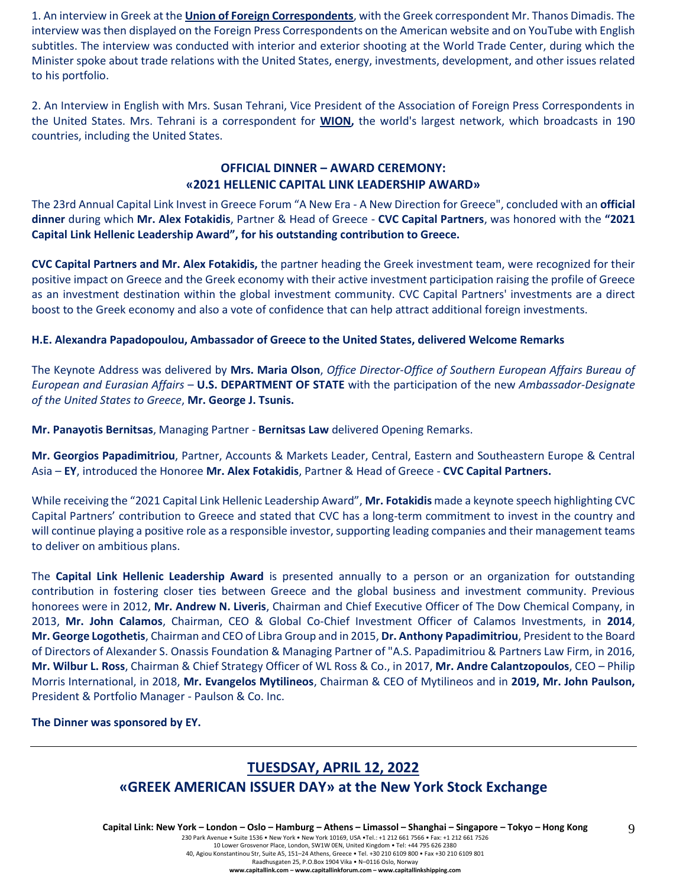1. An interview in Greek at the **Union of Foreign Correspondents**, with the Greek correspondent Mr. Thanos Dimadis. The interview was then displayed on the Foreign Press Correspondents on the American website and on YouTube with English subtitles. The interview was conducted with interior and exterior shooting at the World Trade Center, during which the Minister spoke about trade relations with the United States, energy, investments, development, and other issues related to his portfolio.

2. An Interview in English with Mrs. Susan Tehrani, Vice President of the Association of Foreign Press Correspondents in the United States. Mrs. Tehrani is a correspondent for **WION,** the world's largest network, which broadcasts in 190 countries, including the United States.

## OFFICIAL DINNER – AWARD CEREMONY: «2021 HELLENIC CAPITAL LINK LEADERSHIP AWARD»

The 23rd Annual Capital Link Invest in Greece Forum "A New Era - A New Direction for Greece", concluded with an **official dinner** during which **Mr. Alex Fotakidis**, Partner & Head of Greece - **CVC Capital Partners**, was honored with the **"2021 Capital Link Hellenic Leadership Award", for his outstanding contribution to Greece.**

**CVC Capital Partners and Mr. Alex Fotakidis,** the partner heading the Greek investment team, were recognized for their positive impact on Greece and the Greek economy with their active investment participation raising the profile of Greece as an investment destination within the global investment community. CVC Capital Partners' investments are a direct boost to the Greek economy and also a vote of confidence that can help attract additional foreign investments.

**H.E. Alexandra Papadopoulou, Ambassador of Greece to the United States, delivered Welcome Remarks**

The Keynote Address was delivered by **Mrs. Maria Olson**, *Office Director-Office of Southern European Affairs Bureau of European and Eurasian Affairs* – **U.S. DEPARTMENT OF STATE** with the participation of the new *Ambassador-Designate of the United States to Greece*, **Mr. George J. Tsunis.**

**Mr. Panayotis Bernitsas**, Managing Partner - **Bernitsas Law** delivered Opening Remarks.

**Mr. Georgios Papadimitriou**, Partner, Accounts & Markets Leader, Central, Eastern and Southeastern Europe & Central Asia – **EY**, introduced the Honoree **Mr. Alex Fotakidis**, Partner & Head of Greece - **CVC Capital Partners.**

While receiving the "2021 Capital Link Hellenic Leadership Award", **Mr. Fotakidis** made a keynote speech highlighting CVC Capital Partners' contribution to Greece and stated that CVC has a long-term commitment to invest in the country and will continue playing a positive role as a responsible investor, supporting leading companies and their management teams to deliver on ambitious plans.

The **Capital Link Hellenic Leadership Award** is presented annually to a person or an organization for outstanding contribution in fostering closer ties between Greece and the global business and investment community. Previous honorees were in 2012, **Mr. Andrew N. Liveris**, Chairman and Chief Executive Officer of The Dow Chemical Company, in 2013, **Mr. John Calamos**, Chairman, CEO & Global Co-Chief Investment Officer of Calamos Investments, in **2014**, **Mr. George Logothetis**, Chairman and CEO of Libra Group and in 2015, **Dr. Anthony Papadimitriou**, President to the Board of Directors of Alexander S. Onassis Foundation & Managing Partner of "A.S. Papadimitriou & Partners Law Firm, in 2016, **Mr. Wilbur L. Ross**, Chairman & Chief Strategy Officer of WL Ross & Co., in 2017, **Mr. Andre Calantzopoulos**, CEO – Philip Morris International, in 2018, **Mr. Evangelos Mytilineos**, Chairman & CEO of Mytilineos and in **2019, Mr. John Paulson,** President & Portfolio Manager - Paulson & Co. Inc.

**The Dinner was sponsored by EY.**

---

## TUESDSAY, APRIL 12, 2022
## «GREEK AMERICAN ISSUER DAY» at the New York Stock Exchange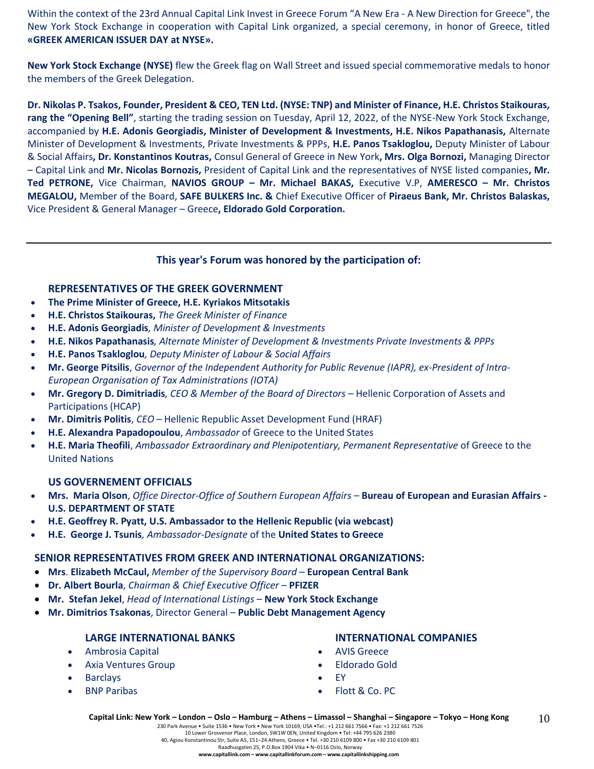Within the context of the 23rd Annual Capital Link Invest in Greece Forum "A New Era - A New Direction for Greece", the New York Stock Exchange in cooperation with Capital Link organized, a special ceremony, in honor of Greece, titled **«GREEK AMERICAN ISSUER DAY at NYSE».**

**New York Stock Exchange (NYSE)** flew the Greek flag on Wall Street and issued special commemorative medals to honor the members of the Greek Delegation.

**Dr. Nikolas P. Tsakos, Founder, President & CEO, TEN Ltd. (NYSE: TNP) and Minister of Finance, H.E. Christos Staikouras, rang the "Opening Bell"**, starting the trading session on Tuesday, April 12, 2022, of the NYSE-New York Stock Exchange, accompanied by **H.E. Adonis Georgiadis, Minister of Development & Investments, H.E. Nikos Papathanasis,** Alternate Minister of Development & Investments, Private Investments & PPPs, **H.E. Panos Tsakloglou,** Deputy Minister of Labour & Social Affairs**, Dr. Konstantinos Koutras,** Consul General of Greece in New York**, Mrs. Olga Bornozi,** Managing Director – Capital Link and **Mr. Nicolas Bornozis,** President of Capital Link and the representatives of NYSE listed companies**, Mr. Ted PETRONE,** Vice Chairman, **NAVIOS GROUP – Mr. Michael BAKAS,** Executive V.P, **AMERESCO – Mr. Christos MEGALOU,** Member of the Board, **SAFE BULKERS Inc. &** Chief Executive Officer of **Piraeus Bank, Mr. Christos Balaskas,** Vice President & General Manager – Greece**, Eldorado Gold Corporation.**

---

### This year's Forum was honored by the participation of:

#### REPRESENTATIVES OF THE GREEK GOVERNMENT

- **The Prime Minister of Greece, H.E. Kyriakos Mitsotakis**
- **H.E. Christos Staikouras,** *The Greek Minister of Finance*
- **H.E. Adonis Georgiadis***, Minister of Development & Investments*
- **H.E. Nikos Papathanasis***, Alternate Minister of Development & Investments Private Investments & PPPs*
- **H.E. Panos Tsakloglou***, Deputy Minister of Labour & Social Affairs*
- **Mr. George Pitsilis**, *Governor of the Independent Authority for Public Revenue (IAPR), ex-President of Intra-European Organisation of Tax Administrations (IOTA)*
- **Mr. Gregory D. Dimitriadis***, CEO & Member of the Board of Directors* – Hellenic Corporation of Assets and Participations (HCAP)
- **Mr. Dimitris Politis**, *CEO* – Hellenic Republic Asset Development Fund (HRAF)
- **H.E. Alexandra Papadopoulou**, *Ambassador* of Greece to the United States
- **H.E. Maria Theofili**, *Ambassador Extraordinary and Plenipotentiary, Permanent Representative* of Greece to the United Nations

#### US GOVERNEMENT OFFICIALS

- **Mrs. Maria Olson**, *Office Director-Office of Southern European Affairs* – **Bureau of European and Eurasian Affairs - U.S. DEPARTMENT OF STATE**
- **H.E. Geoffrey R. Pyatt, U.S. Ambassador to the Hellenic Republic (via webcast)**
- **H.E. George J. Tsunis***, Ambassador-Designate* of the **United States to Greece**

#### SENIOR REPRESENTATIVES FROM GREEK AND INTERNATIONAL ORGANIZATIONS:

- **Mrs**. **Elizabeth McCaul,** *Member of the Supervisory Board* – **European Central Bank**
- **Dr. Albert Bourla**, *Chairman & Chief Executive Officer* – **PFIZER**
- **Mr. Stefan Jekel**, *Head of International Listings* – **New York Stock Exchange**
- **Mr. Dimitrios Tsakonas**, Director General – **Public Debt Management Agency**

#### LARGE INTERNATIONAL BANKS

- Ambrosia Capital
- Axia Ventures Group
- Barclays
- BNP Paribas

#### INTERNATIONAL COMPANIES

- AVIS Greece
- Eldorado Gold
- EY
- Flott & Co. PC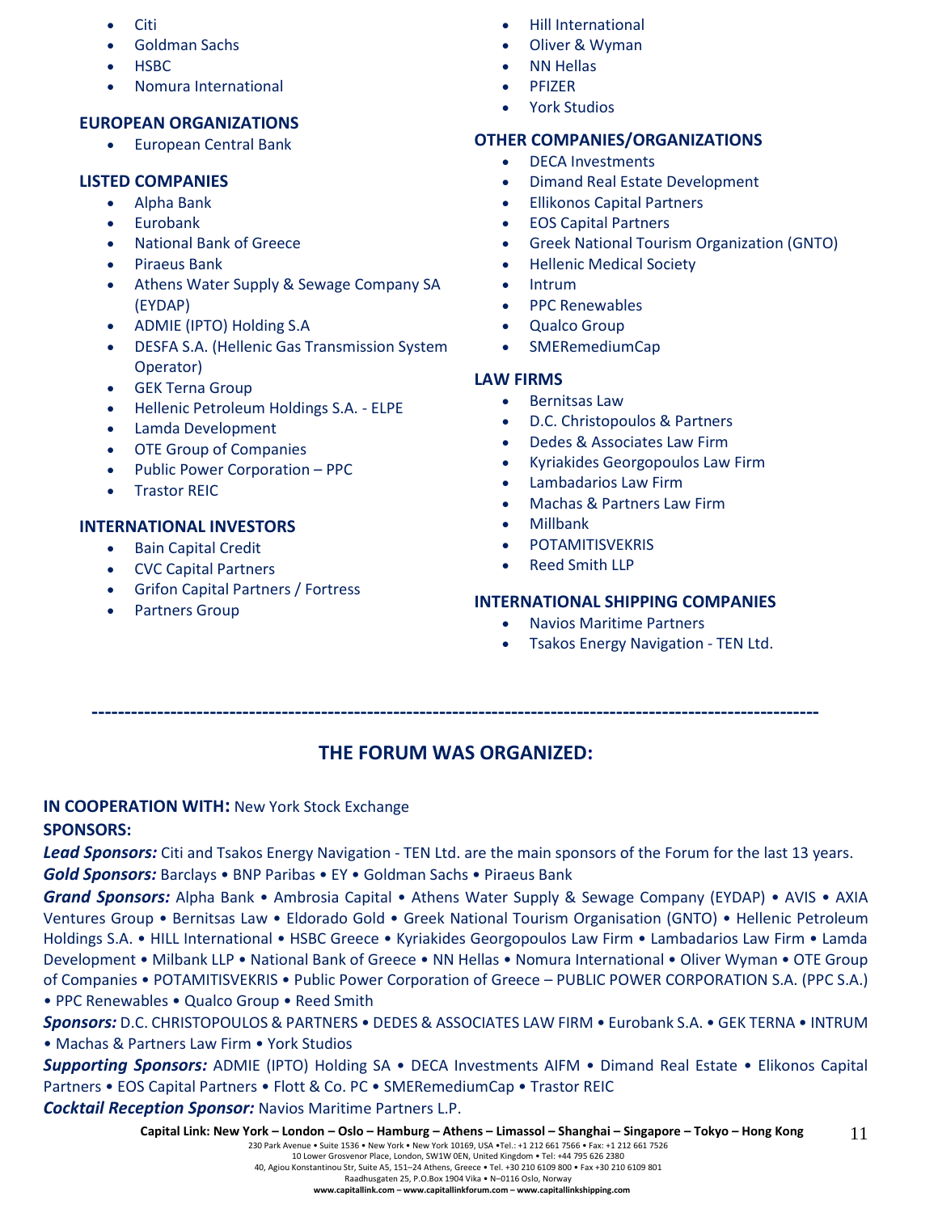- Citi
- Goldman Sachs
- HSBC
- Nomura International

**EUROPEAN ORGANIZATIONS**

- European Central Bank

**LISTED COMPANIES**

- Alpha Bank
- Eurobank
- National Bank of Greece
- Piraeus Bank
- Athens Water Supply & Sewage Company SA (EYDAP)
- ADMIE (IPTO) Holding S.A
- DESFA S.A. (Hellenic Gas Transmission System Operator)
- GEK Terna Group
- Hellenic Petroleum Holdings S.A. - ELPE
- Lamda Development
- OTE Group of Companies
- Public Power Corporation – PPC
- Trastor REIC

**INTERNATIONAL INVESTORS**

- Bain Capital Credit
- CVC Capital Partners
- Grifon Capital Partners / Fortress
- Partners Group

- Hill International
- Oliver & Wyman
- NN Hellas
- PFIZER
- York Studios

**OTHER COMPANIES/ORGANIZATIONS**

- DECA Investments
- Dimand Real Estate Development
- Ellikonos Capital Partners
- EOS Capital Partners
- Greek National Tourism Organization (GNTO)
- Hellenic Medical Society
- Intrum
- PPC Renewables
- Qualco Group
- SMERemediumCap

**LAW FIRMS**

- Bernitsas Law
- D.C. Christopoulos & Partners
- Dedes & Associates Law Firm
- Kyriakides Georgopoulos Law Firm
- Lambadarios Law Firm
- Machas & Partners Law Firm
- Millbank
- POTAMITISVEKRIS
- Reed Smith LLP

**INTERNATIONAL SHIPPING COMPANIES**

- Navios Maritime Partners
- Tsakos Energy Navigation - TEN Ltd.

---

## THE FORUM WAS ORGANIZED:

**IN COOPERATION WITH:** New York Stock Exchange

**SPONSORS:**

***Lead Sponsors:*** Citi and Tsakos Energy Navigation - TEN Ltd. are the main sponsors of the Forum for the last 13 years.

***Gold Sponsors:*** Barclays • BNP Paribas • EY • Goldman Sachs • Piraeus Bank

***Grand Sponsors:*** Alpha Bank • Ambrosia Capital • Athens Water Supply & Sewage Company (EYDAP) • AVIS • AXIA Ventures Group • Bernitsas Law • Eldorado Gold • Greek National Tourism Organisation (GNTO) • Hellenic Petroleum Holdings S.A. • HILL International • HSBC Greece • Kyriakides Georgopoulos Law Firm • Lambadarios Law Firm • Lamda Development • Milbank LLP • National Bank of Greece • NN Hellas • Nomura International • Oliver Wyman • OTE Group of Companies • POTAMITISVEKRIS • Public Power Corporation of Greece – PUBLIC POWER CORPORATION S.A. (PPC S.A.) • PPC Renewables • Qualco Group • Reed Smith

***Sponsors:*** D.C. CHRISTOPOULOS & PARTNERS • DEDES & ASSOCIATES LAW FIRM • Eurobank S.A. • GEK TERNA • INTRUM • Machas & Partners Law Firm • York Studios

***Supporting Sponsors:*** ADMIE (IPTO) Holding SA • DECA Investments AIFM • Dimand Real Estate • Elikonos Capital Partners • EOS Capital Partners • Flott & Co. PC • SMERemediumCap • Trastor REIC

***Cocktail Reception Sponsor:*** Navios Maritime Partners L.P.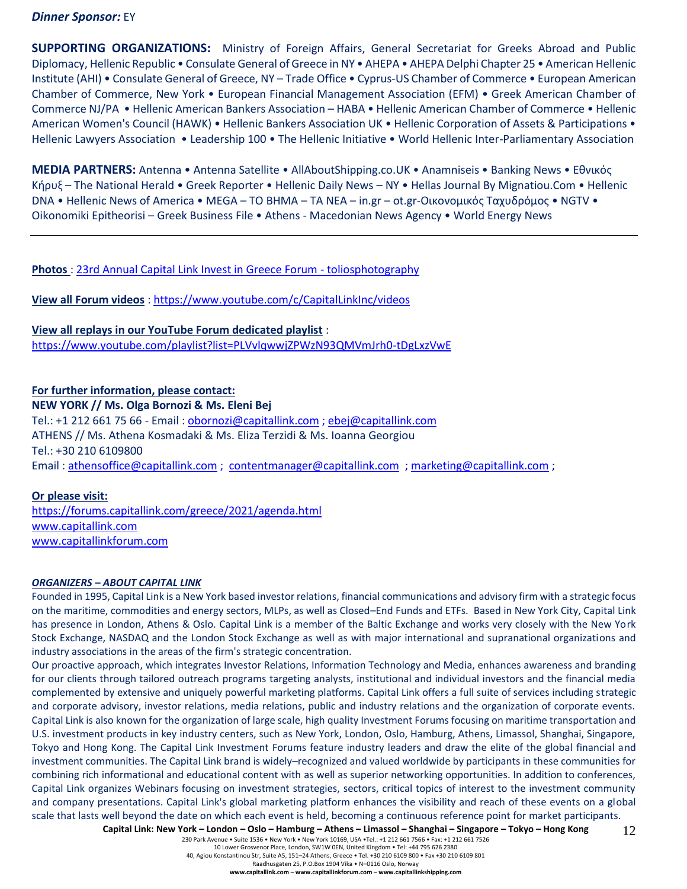***Dinner Sponsor:*** EY

**SUPPORTING ORGANIZATIONS:** Ministry of Foreign Affairs, General Secretariat for Greeks Abroad and Public Diplomacy, Hellenic Republic • Consulate General of Greece in NY • AHEPA • AHEPA Delphi Chapter 25 • American Hellenic Institute (AHI) • Consulate General of Greece, NY – Trade Office • Cyprus-US Chamber of Commerce • European American Chamber of Commerce, New York • European Financial Management Association (EFM) • Greek American Chamber of Commerce NJ/PA • Hellenic American Bankers Association – HABA • Hellenic American Chamber of Commerce • Hellenic American Women's Council (HAWK) • Hellenic Bankers Association UK • Hellenic Corporation of Assets & Participations • Hellenic Lawyers Association • Leadership 100 • The Hellenic Initiative • World Hellenic Inter-Parliamentary Association

**MEDIA PARTNERS:** Antenna • Antenna Satellite • AllAboutShipping.co.UK • Anamniseis • Banking News • Εθνικός Κήρυξ – The National Herald • Greek Reporter • Hellenic Daily News – NY • Hellas Journal By Mignatiou.Com • Hellenic DNA • Hellenic News of America • MEGA – TO BHMA – TA NEA – in.gr – ot.gr-Οικονομικός Ταχυδρόμος • NGTV • Oikonomiki Epitheorisi – Greek Business File • Athens - Macedonian News Agency • World Energy News

---

**Photos** : 23rd Annual Capital Link Invest in Greece Forum - toliosphotography

**View all Forum videos** : https://www.youtube.com/c/CapitalLinkInc/videos

**View all replays in our YouTube Forum dedicated playlist** :
https://www.youtube.com/playlist?list=PLVvlqwwjZPWzN93QMVmJrh0-tDgLxzVwE

**For further information, please contact:**
**NEW YORK // Ms. Olga Bornozi & Ms. Eleni Bej**
Tel.: +1 212 661 75 66 - Email : obornozi@capitallink.com ; ebej@capitallink.com
ATHENS // Ms. Athena Kosmadaki & Ms. Eliza Terzidi & Ms. Ioanna Georgiou
Tel.: +30 210 6109800
Email : athensoffice@capitallink.com ; contentmanager@capitallink.com ; marketing@capitallink.com ;

**Or please visit:**
https://forums.capitallink.com/greece/2021/agenda.html
www.capitallink.com
www.capitallinkforum.com

***ORGANIZERS – ABOUT CAPITAL LINK***

Founded in 1995, Capital Link is a New York based investor relations, financial communications and advisory firm with a strategic focus on the maritime, commodities and energy sectors, MLPs, as well as Closed–End Funds and ETFs. Based in New York City, Capital Link has presence in London, Athens & Oslo. Capital Link is a member of the Baltic Exchange and works very closely with the New York Stock Exchange, NASDAQ and the London Stock Exchange as well as with major international and supranational organizations and industry associations in the areas of the firm's strategic concentration.

Our proactive approach, which integrates Investor Relations, Information Technology and Media, enhances awareness and branding for our clients through tailored outreach programs targeting analysts, institutional and individual investors and the financial media complemented by extensive and uniquely powerful marketing platforms. Capital Link offers a full suite of services including strategic and corporate advisory, investor relations, media relations, public and industry relations and the organization of corporate events. Capital Link is also known for the organization of large scale, high quality Investment Forums focusing on maritime transportation and U.S. investment products in key industry centers, such as New York, London, Oslo, Hamburg, Athens, Limassol, Shanghai, Singapore, Tokyo and Hong Kong. The Capital Link Investment Forums feature industry leaders and draw the elite of the global financial and investment communities. The Capital Link brand is widely–recognized and valued worldwide by participants in these communities for combining rich informational and educational content with as well as superior networking opportunities. In addition to conferences, Capital Link organizes Webinars focusing on investment strategies, sectors, critical topics of interest to the investment community and company presentations. Capital Link's global marketing platform enhances the visibility and reach of these events on a global scale that lasts well beyond the date on which each event is held, becoming a continuous reference point for market participants.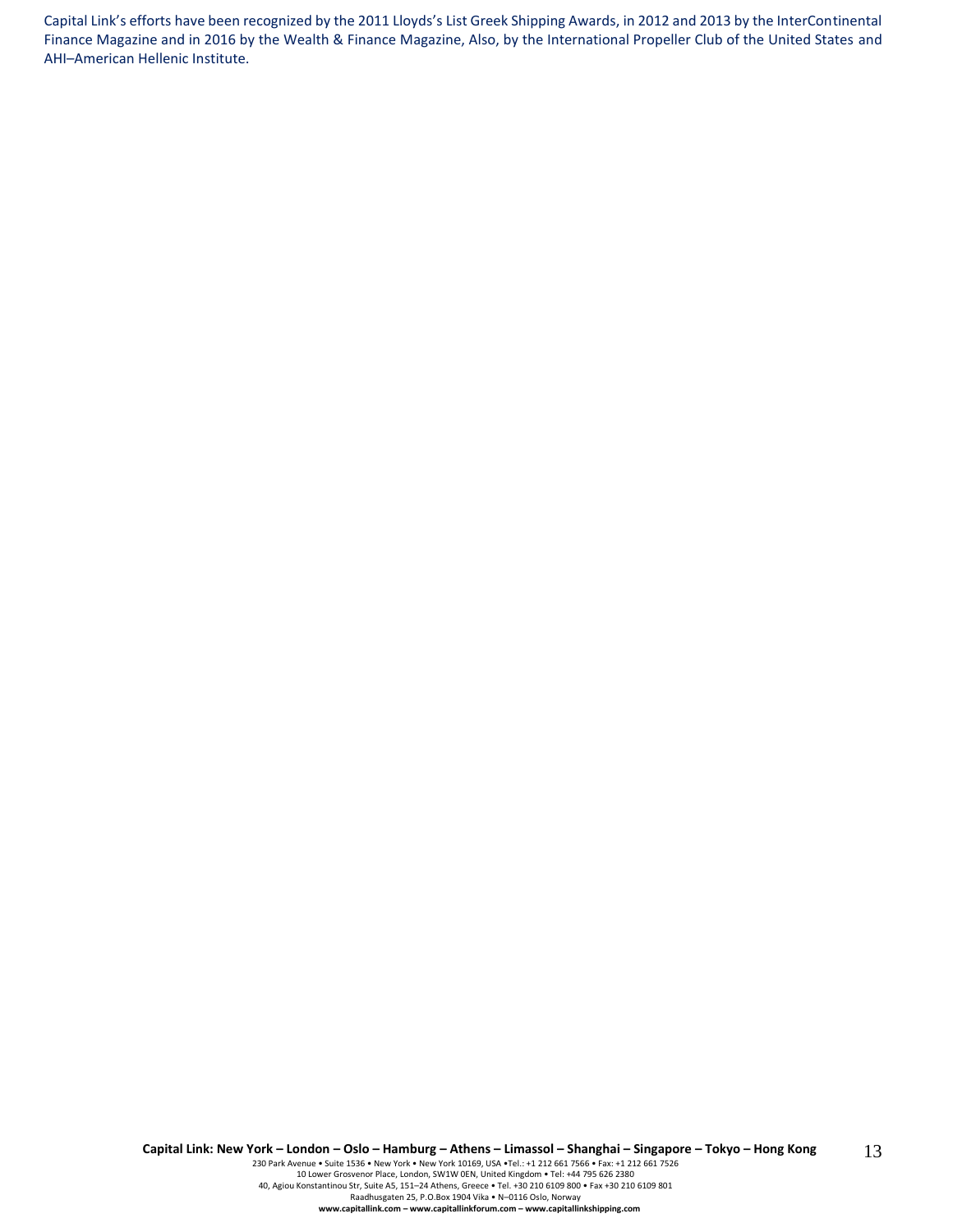Capital Link's efforts have been recognized by the 2011 Lloyds's List Greek Shipping Awards, in 2012 and 2013 by the InterContinental Finance Magazine and in 2016 by the Wealth & Finance Magazine, Also, by the International Propeller Club of the United States and AHI–American Hellenic Institute.